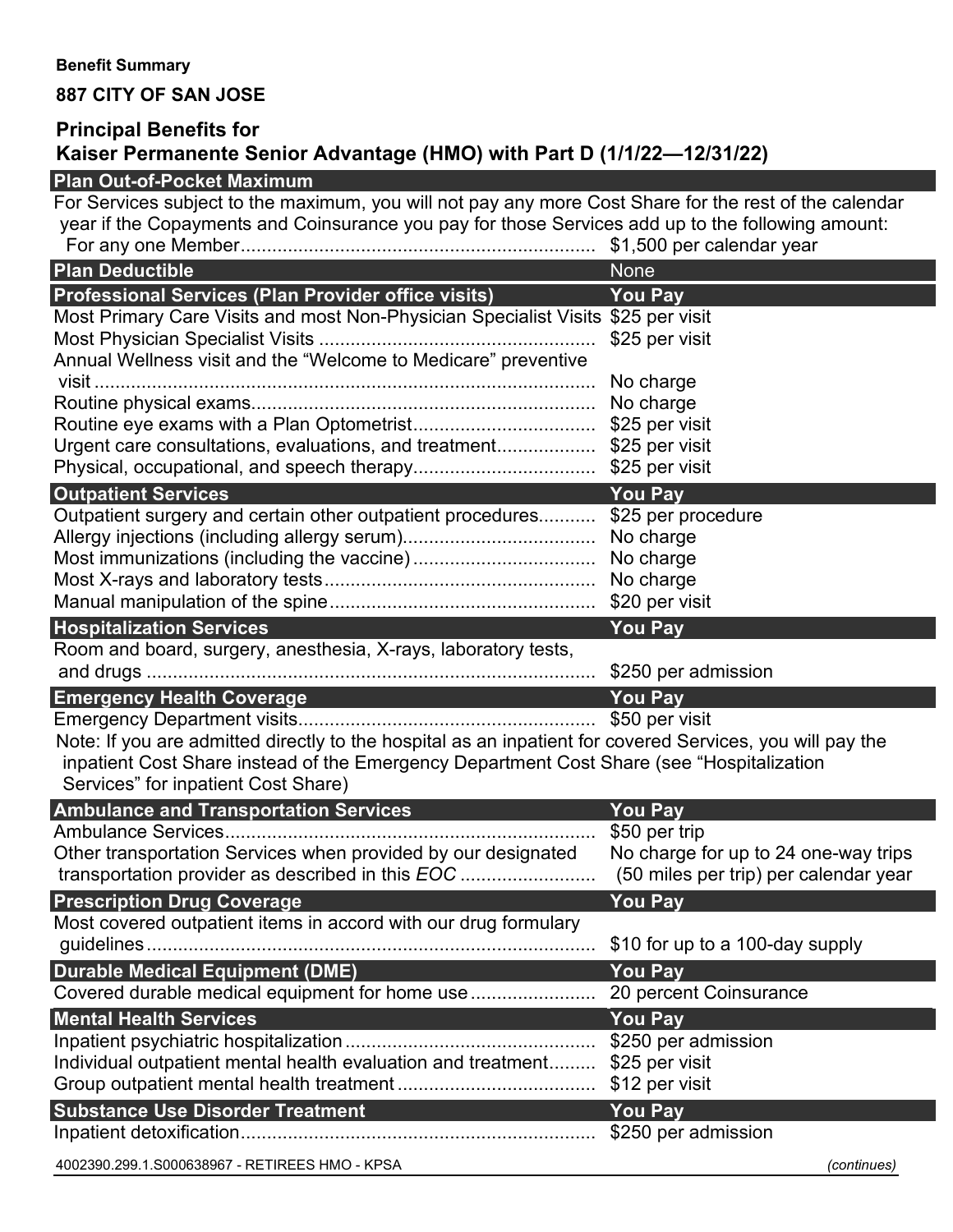**Benefit Summary**

**887 CITY OF SAN JOSE**

## Principal Benefits for Kaiser Permanente Senior Advantage (HMO) with Part D (1/1/22—12/31/22)

| Plan Out-of-Pocket Maximum | |
|---|---|
| For Services subject to the maximum, you will not pay any more Cost Share for the rest of the calendar year if the Copayments and Coinsurance you pay for those Services add up to the following amount: | |
| For any one Member | $1,500 per calendar year |

| Plan Deductible | None |
|---|---|

| Professional Services (Plan Provider office visits) | You Pay |
|---|---|
| Most Primary Care Visits and most Non-Physician Specialist Visits | $25 per visit |
| Most Physician Specialist Visits | $25 per visit |
| Annual Wellness visit and the "Welcome to Medicare" preventive visit | No charge |
| Routine physical exams | No charge |
| Routine eye exams with a Plan Optometrist | $25 per visit |
| Urgent care consultations, evaluations, and treatment | $25 per visit |
| Physical, occupational, and speech therapy | $25 per visit |

| Outpatient Services | You Pay |
|---|---|
| Outpatient surgery and certain other outpatient procedures | $25 per procedure |
| Allergy injections (including allergy serum) | No charge |
| Most immunizations (including the vaccine) | No charge |
| Most X-rays and laboratory tests | No charge |
| Manual manipulation of the spine | $20 per visit |

| Hospitalization Services | You Pay |
|---|---|
| Room and board, surgery, anesthesia, X-rays, laboratory tests, and drugs | $250 per admission |

| Emergency Health Coverage | You Pay |
|---|---|
| Emergency Department visits | $50 per visit |

Note: If you are admitted directly to the hospital as an inpatient for covered Services, you will pay the inpatient Cost Share instead of the Emergency Department Cost Share (see "Hospitalization Services" for inpatient Cost Share)

| Ambulance and Transportation Services | You Pay |
|---|---|
| Ambulance Services | $50 per trip |
| Other transportation Services when provided by our designated transportation provider as described in this *EOC* | No charge for up to 24 one-way trips (50 miles per trip) per calendar year |

| Prescription Drug Coverage | You Pay |
|---|---|
| Most covered outpatient items in accord with our drug formulary guidelines | $10 for up to a 100-day supply |

| Durable Medical Equipment (DME) | You Pay |
|---|---|
| Covered durable medical equipment for home use | 20 percent Coinsurance |

| Mental Health Services | You Pay |
|---|---|
| Inpatient psychiatric hospitalization | $250 per admission |
| Individual outpatient mental health evaluation and treatment | $25 per visit |
| Group outpatient mental health treatment | $12 per visit |

| Substance Use Disorder Treatment | You Pay |
|---|---|
| Inpatient detoxification | $250 per admission |

4002390.299.1.S000638967 - RETIREES HMO - KPSA

*(continues)*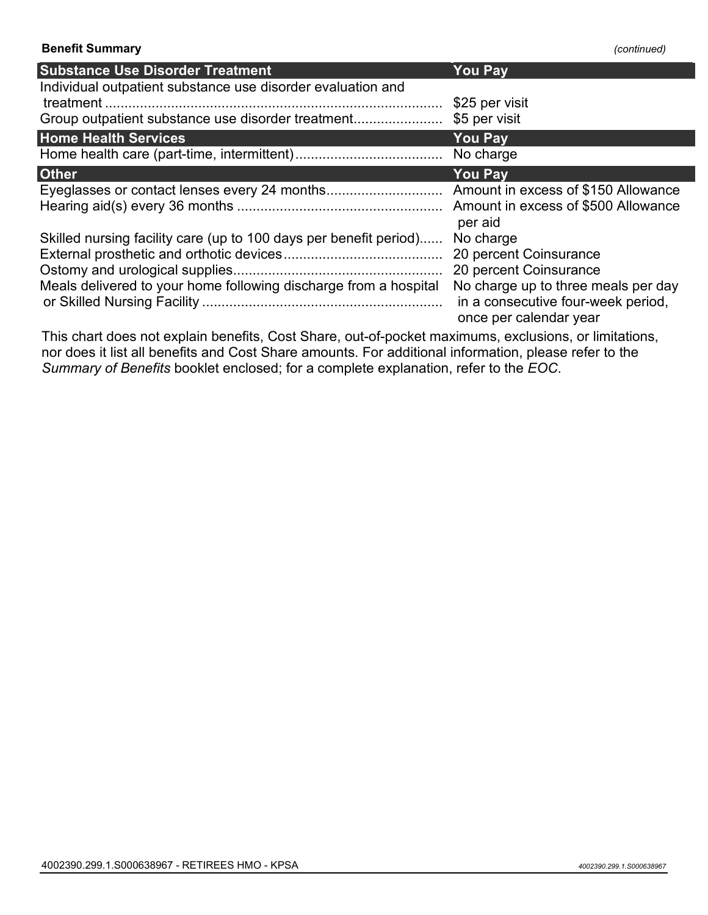**Benefit Summary** *(continued)*

| Substance Use Disorder Treatment | You Pay |
|---|---|
| Individual outpatient substance use disorder evaluation and treatment | $25 per visit |
| Group outpatient substance use disorder treatment | $5 per visit |

| Home Health Services | You Pay |
|---|---|
| Home health care (part-time, intermittent) | No charge |

| Other | You Pay |
|---|---|
| Eyeglasses or contact lenses every 24 months | Amount in excess of $150 Allowance |
| Hearing aid(s) every 36 months | Amount in excess of $500 Allowance per aid |
| Skilled nursing facility care (up to 100 days per benefit period) | No charge |
| External prosthetic and orthotic devices | 20 percent Coinsurance |
| Ostomy and urological supplies | 20 percent Coinsurance |
| Meals delivered to your home following discharge from a hospital or Skilled Nursing Facility | No charge up to three meals per day in a consecutive four-week period, once per calendar year |

This chart does not explain benefits, Cost Share, out-of-pocket maximums, exclusions, or limitations, nor does it list all benefits and Cost Share amounts. For additional information, please refer to the *Summary of Benefits* booklet enclosed; for a complete explanation, refer to the *EOC*.